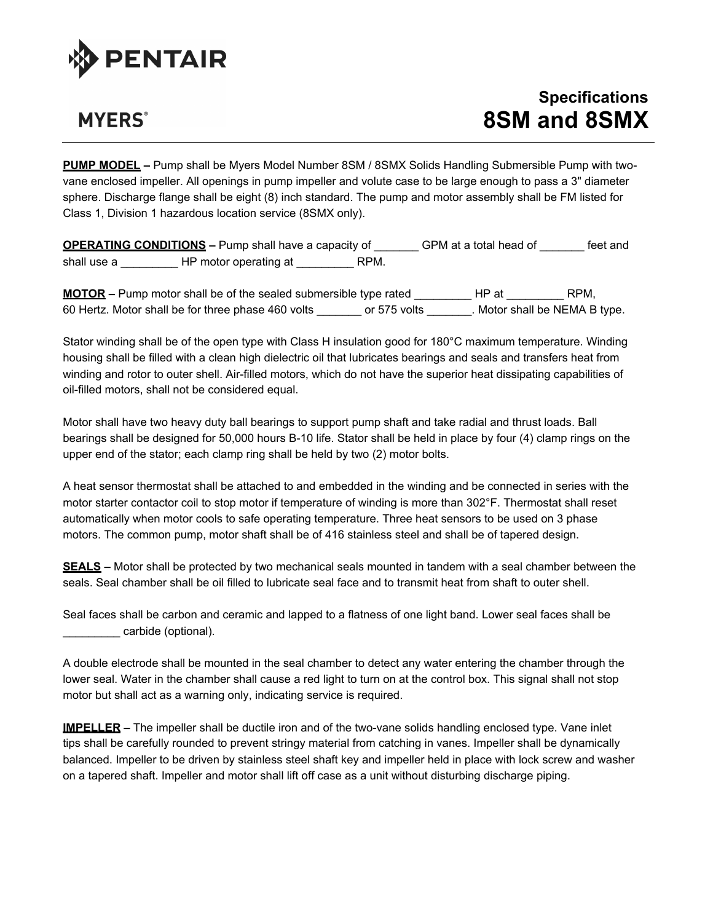PENTAIR

MYERS®

# Specifications
# 8SM and 8SMX

**PUMP MODEL –** Pump shall be Myers Model Number 8SM / 8SMX Solids Handling Submersible Pump with two-vane enclosed impeller. All openings in pump impeller and volute case to be large enough to pass a 3" diameter sphere. Discharge flange shall be eight (8) inch standard. The pump and motor assembly shall be FM listed for Class 1, Division 1 hazardous location service (8SMX only).

**OPERATING CONDITIONS –** Pump shall have a capacity of _______ GPM at a total head of _______ feet and shall use a _________ HP motor operating at _________ RPM.

**MOTOR –** Pump motor shall be of the sealed submersible type rated _________ HP at _________ RPM, 60 Hertz. Motor shall be for three phase 460 volts _______ or 575 volts _______. Motor shall be NEMA B type.

Stator winding shall be of the open type with Class H insulation good for 180°C maximum temperature. Winding housing shall be filled with a clean high dielectric oil that lubricates bearings and seals and transfers heat from winding and rotor to outer shell. Air-filled motors, which do not have the superior heat dissipating capabilities of oil-filled motors, shall not be considered equal.

Motor shall have two heavy duty ball bearings to support pump shaft and take radial and thrust loads. Ball bearings shall be designed for 50,000 hours B-10 life. Stator shall be held in place by four (4) clamp rings on the upper end of the stator; each clamp ring shall be held by two (2) motor bolts.

A heat sensor thermostat shall be attached to and embedded in the winding and be connected in series with the motor starter contactor coil to stop motor if temperature of winding is more than 302°F. Thermostat shall reset automatically when motor cools to safe operating temperature. Three heat sensors to be used on 3 phase motors. The common pump, motor shaft shall be of 416 stainless steel and shall be of tapered design.

**SEALS –** Motor shall be protected by two mechanical seals mounted in tandem with a seal chamber between the seals. Seal chamber shall be oil filled to lubricate seal face and to transmit heat from shaft to outer shell.

Seal faces shall be carbon and ceramic and lapped to a flatness of one light band. Lower seal faces shall be _________ carbide (optional).

A double electrode shall be mounted in the seal chamber to detect any water entering the chamber through the lower seal. Water in the chamber shall cause a red light to turn on at the control box. This signal shall not stop motor but shall act as a warning only, indicating service is required.

**IMPELLER –** The impeller shall be ductile iron and of the two-vane solids handling enclosed type. Vane inlet tips shall be carefully rounded to prevent stringy material from catching in vanes. Impeller shall be dynamically balanced. Impeller to be driven by stainless steel shaft key and impeller held in place with lock screw and washer on a tapered shaft. Impeller and motor shall lift off case as a unit without disturbing discharge piping.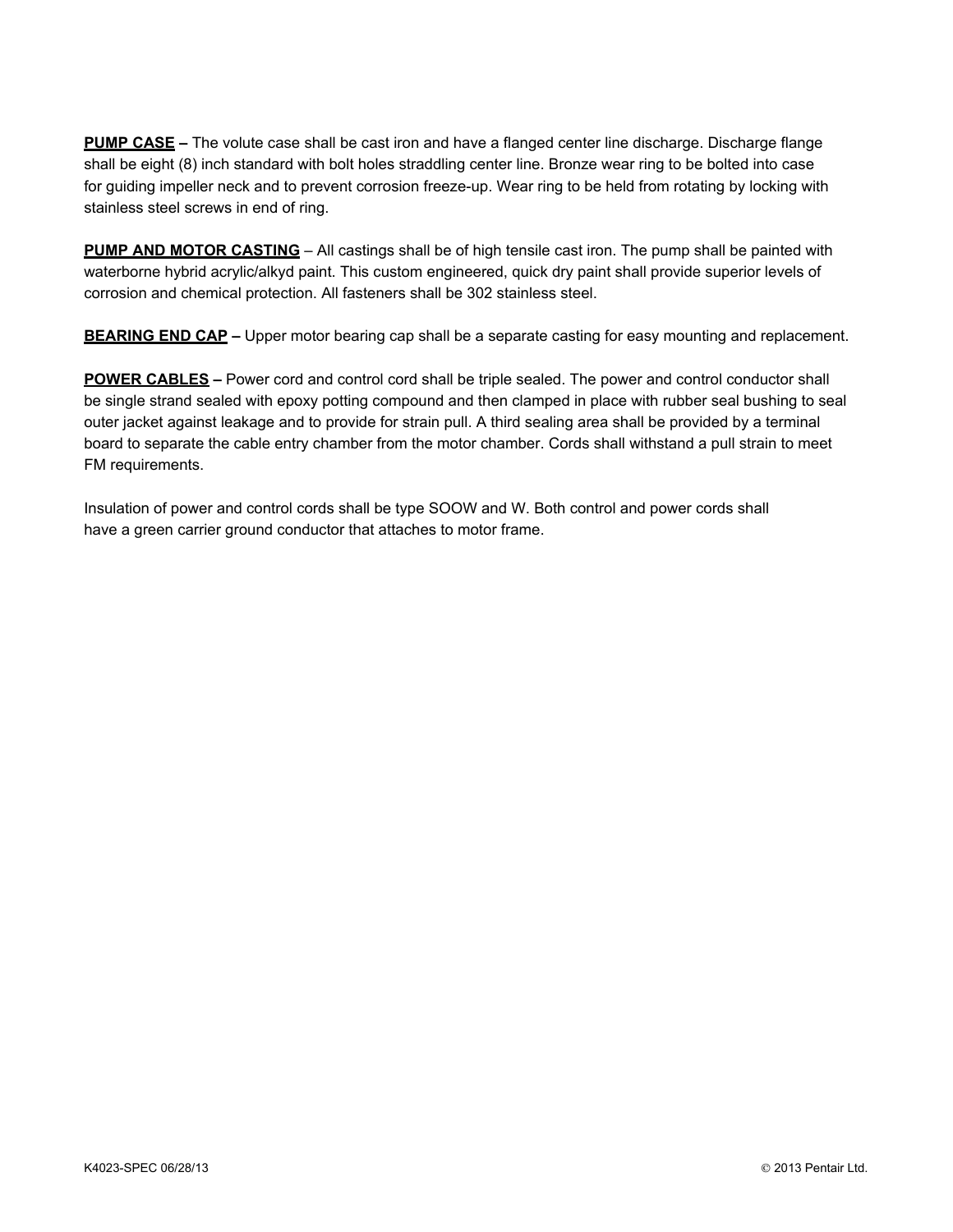**PUMP CASE –** The volute case shall be cast iron and have a flanged center line discharge. Discharge flange shall be eight (8) inch standard with bolt holes straddling center line. Bronze wear ring to be bolted into case for guiding impeller neck and to prevent corrosion freeze-up. Wear ring to be held from rotating by locking with stainless steel screws in end of ring.

**PUMP AND MOTOR CASTING** – All castings shall be of high tensile cast iron. The pump shall be painted with waterborne hybrid acrylic/alkyd paint. This custom engineered, quick dry paint shall provide superior levels of corrosion and chemical protection. All fasteners shall be 302 stainless steel.

**BEARING END CAP –** Upper motor bearing cap shall be a separate casting for easy mounting and replacement.

**POWER CABLES –** Power cord and control cord shall be triple sealed. The power and control conductor shall be single strand sealed with epoxy potting compound and then clamped in place with rubber seal bushing to seal outer jacket against leakage and to provide for strain pull. A third sealing area shall be provided by a terminal board to separate the cable entry chamber from the motor chamber. Cords shall withstand a pull strain to meet FM requirements.

Insulation of power and control cords shall be type SOOW and W. Both control and power cords shall have a green carrier ground conductor that attaches to motor frame.

K4023-SPEC 06/28/13 © 2013 Pentair Ltd.